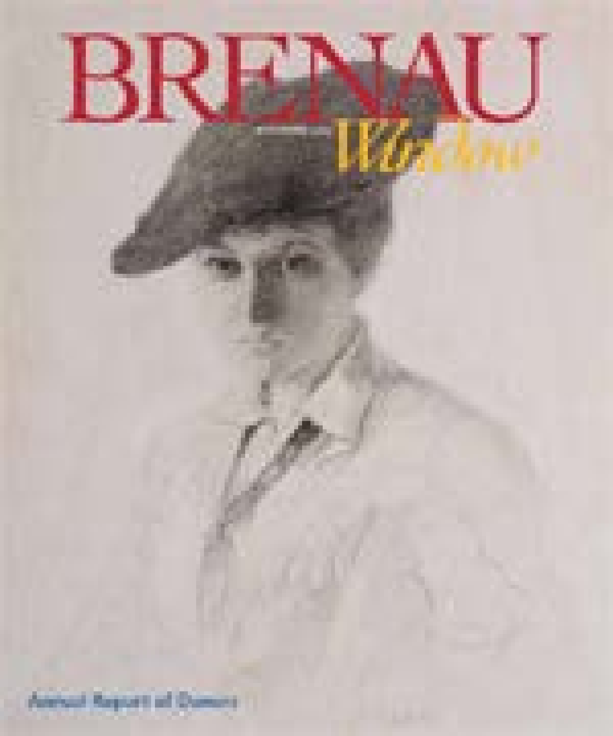# BRENAU

*Window*

Annual Report of Donors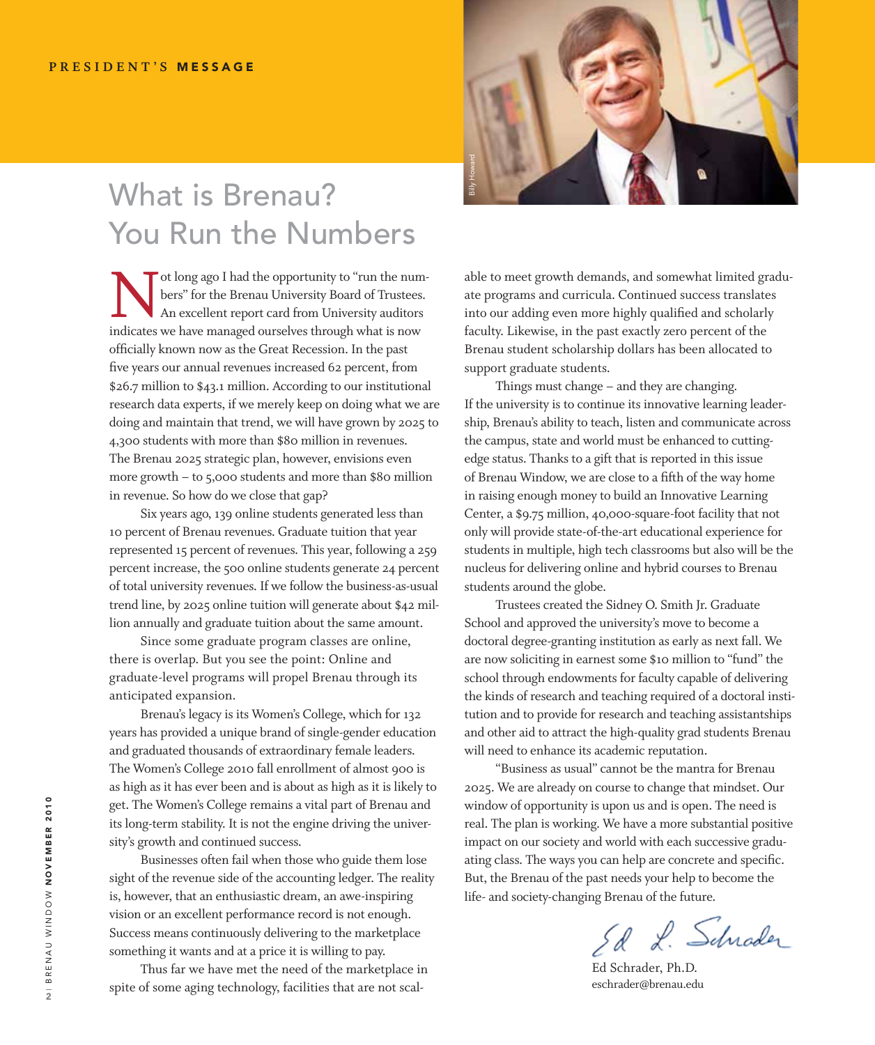PRESIDENT'S **MESSAGE**

# What is Brenau? You Run the Numbers

Not long ago I had the opportunity to "run the numbers" for the Brenau University Board of Trustees. An excellent report card from University auditors indicates we have managed ourselves through what is now officially known now as the Great Recession. In the past five years our annual revenues increased 62 percent, from $26.7 million to $43.1 million. According to our institutional research data experts, if we merely keep on doing what we are doing and maintain that trend, we will have grown by 2025 to 4,300 students with more than $80 million in revenues. The Brenau 2025 strategic plan, however, envisions even more growth – to 5,000 students and more than $80 million in revenue. So how do we close that gap?

Six years ago, 139 online students generated less than 10 percent of Brenau revenues. Graduate tuition that year represented 15 percent of revenues. This year, following a 259 percent increase, the 500 online students generate 24 percent of total university revenues. If we follow the business-as-usual trend line, by 2025 online tuition will generate about $42 million annually and graduate tuition about the same amount.

Since some graduate program classes are online, there is overlap. But you see the point: Online and graduate-level programs will propel Brenau through its anticipated expansion.

Brenau's legacy is its Women's College, which for 132 years has provided a unique brand of single-gender education and graduated thousands of extraordinary female leaders. The Women's College 2010 fall enrollment of almost 900 is as high as it has ever been and is about as high as it is likely to get. The Women's College remains a vital part of Brenau and its long-term stability. It is not the engine driving the university's growth and continued success.

Businesses often fail when those who guide them lose sight of the revenue side of the accounting ledger. The reality is, however, that an enthusiastic dream, an awe-inspiring vision or an excellent performance record is not enough. Success means continuously delivering to the marketplace something it wants and at a price it is willing to pay.

Thus far we have met the need of the marketplace in spite of some aging technology, facilities that are not scalable to meet growth demands, and somewhat limited graduate programs and curricula. Continued success translates into our adding even more highly qualified and scholarly faculty. Likewise, in the past exactly zero percent of the Brenau student scholarship dollars has been allocated to support graduate students.

Things must change – and they are changing. If the university is to continue its innovative learning leadership, Brenau's ability to teach, listen and communicate across the campus, state and world must be enhanced to cutting-edge status. Thanks to a gift that is reported in this issue of Brenau Window, we are close to a fifth of the way home in raising enough money to build an Innovative Learning Center, a $9.75 million, 40,000-square-foot facility that not only will provide state-of-the-art educational experience for students in multiple, high tech classrooms but also will be the nucleus for delivering online and hybrid courses to Brenau students around the globe.

Trustees created the Sidney O. Smith Jr. Graduate School and approved the university's move to become a doctoral degree-granting institution as early as next fall. We are now soliciting in earnest some $10 million to "fund" the school through endowments for faculty capable of delivering the kinds of research and teaching required of a doctoral institution and to provide for research and teaching assistantships and other aid to attract the high-quality grad students Brenau will need to enhance its academic reputation.

"Business as usual" cannot be the mantra for Brenau 2025. We are already on course to change that mindset. Our window of opportunity is upon us and is open. The need is real. The plan is working. We have a more substantial positive impact on our society and world with each successive graduating class. The ways you can help are concrete and specific. But, the Brenau of the past needs your help to become the life- and society-changing Brenau of the future.

Ed Schrader, Ph.D.
eschrader@brenau.edu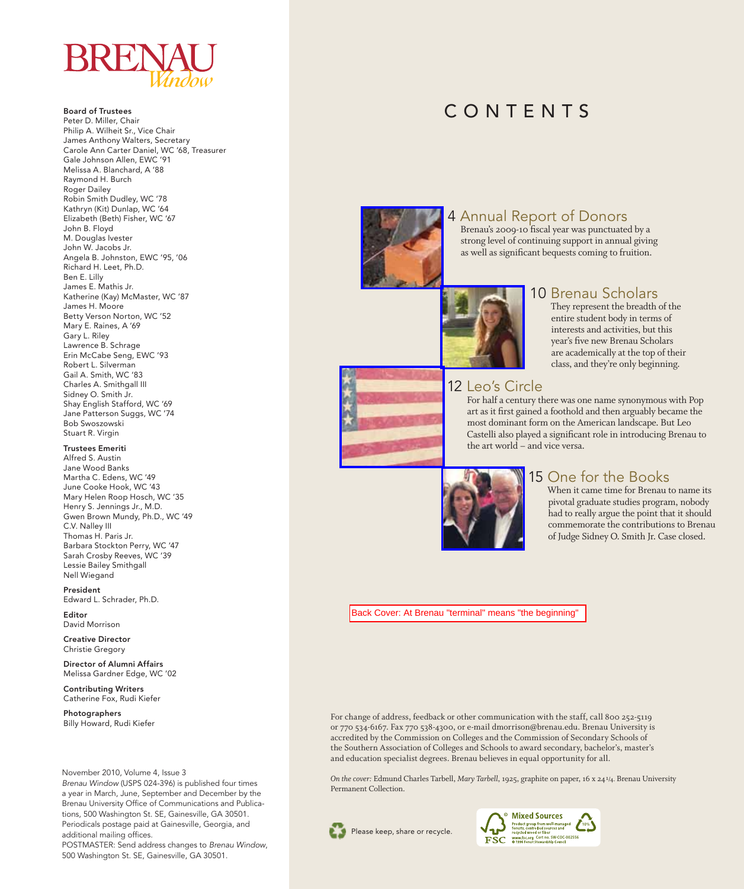# BRENAU *Window*

**Board of Trustees**
Peter D. Miller, Chair
Philip A. Wilheit Sr., Vice Chair
James Anthony Walters, Secretary
Carole Ann Carter Daniel, WC '68, Treasurer
Gale Johnson Allen, EWC '91
Melissa A. Blanchard, A '88
Raymond H. Burch
Roger Dailey
Robin Smith Dudley, WC '78
Kathryn (Kit) Dunlap, WC '64
Elizabeth (Beth) Fisher, WC '67
John B. Floyd
M. Douglas Ivester
John W. Jacobs Jr.
Angela B. Johnston, EWC '95, '06
Richard H. Leet, Ph.D.
Ben E. Lilly
James E. Mathis Jr.
Katherine (Kay) McMaster, WC '87
James H. Moore
Betty Verson Norton, WC '52
Mary E. Raines, A '69
Gary L. Riley
Lawrence B. Schrage
Erin McCabe Seng, EWC '93
Robert L. Silverman
Gail A. Smith, WC '83
Charles A. Smithgall III
Sidney O. Smith Jr.
Shay English Stafford, WC '69
Jane Patterson Suggs, WC '74
Bob Swoszowski
Stuart R. Virgin

**Trustees Emeriti**
Alfred S. Austin
Jane Wood Banks
Martha C. Edens, WC '49
June Cooke Hook, WC '43
Mary Helen Roop Hosch, WC '35
Henry S. Jennings Jr., M.D.
Gwen Brown Mundy, Ph.D., WC '49
C.V. Nalley III
Thomas H. Paris Jr.
Barbara Stockton Perry, WC '47
Sarah Crosby Reeves, WC '39
Lessie Bailey Smithgall
Nell Wiegand

**President**
Edward L. Schrader, Ph.D.

**Editor**
David Morrison

**Creative Director**
Christie Gregory

**Director of Alumni Affairs**
Melissa Gardner Edge, WC '02

**Contributing Writers**
Catherine Fox, Rudi Kiefer

**Photographers**
Billy Howard, Rudi Kiefer

November 2010, Volume 4, Issue 3
*Brenau Window* (USPS 024-396) is published four times a year in March, June, September and December by the Brenau University Office of Communications and Publications, 500 Washington St. SE, Gainesville, GA 30501. Periodicals postage paid at Gainesville, Georgia, and additional mailing offices.
POSTMASTER: Send address changes to *Brenau Window*, 500 Washington St. SE, Gainesville, GA 30501.

# CONTENTS

## 4 Annual Report of Donors
Brenau's 2009-10 fiscal year was punctuated by a strong level of continuing support in annual giving as well as significant bequests coming to fruition.

## 10 Brenau Scholars
They represent the breadth of the entire student body in terms of interests and activities, but this year's five new Brenau Scholars are academically at the top of their class, and they're only beginning.

## 12 Leo's Circle
For half a century there was one name synonymous with Pop art as it first gained a foothold and then arguably became the most dominant form on the American landscape. But Leo Castelli also played a significant role in introducing Brenau to the art world – and vice versa.

## 15 One for the Books
When it came time for Brenau to name its pivotal graduate studies program, nobody had to really argue the point that it should commemorate the contributions to Brenau of Judge Sidney O. Smith Jr. Case closed.

Back Cover: At Brenau "terminal" means "the beginning"

For change of address, feedback or other communication with the staff, call 800 252-5119 or 770 534-6167. Fax 770 538-4300, or e-mail dmorrison@brenau.edu. Brenau University is accredited by the Commission on Colleges and the Commission of Secondary Schools of the Southern Association of Colleges and Schools to award secondary, bachelor's, master's and education specialist degrees. Brenau believes in equal opportunity for all.

*On the cover:* Edmund Charles Tarbell, *Mary Tarbell*, 1925, graphite on paper, 16 x 24 1/4. Brenau University Permanent Collection.

Please keep, share or recycle.

Mixed Sources
Product group from well-managed forests, controlled sources and recycled wood or fiber
www.fsc.org Cert no. SW-COC-002556
© 1996 Forest Stewardship Council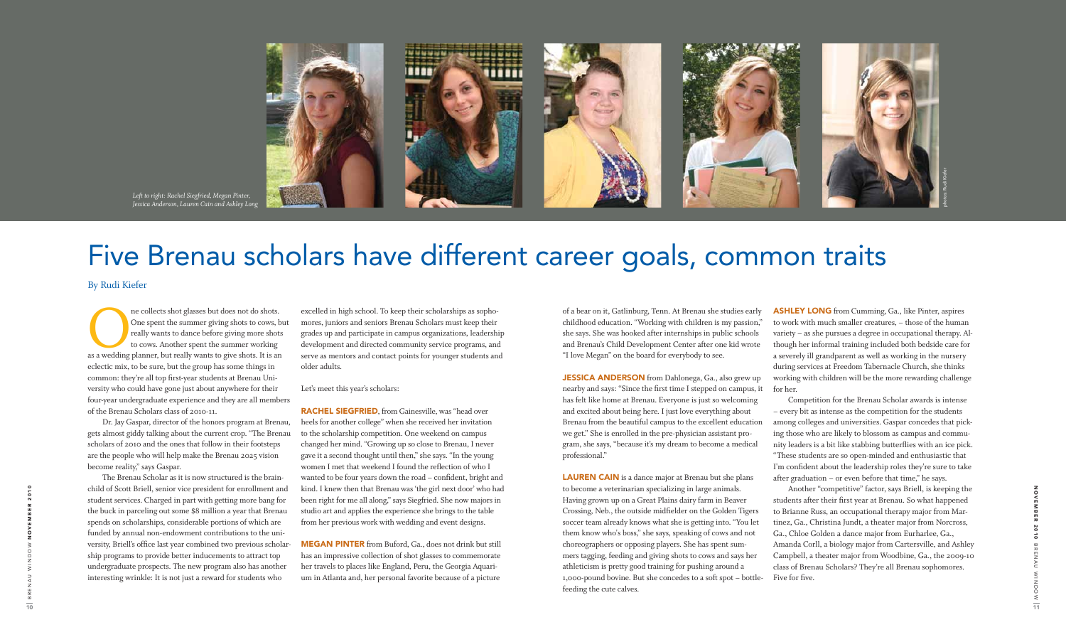*Left to right: Rachel Siegfried, Megan Pinter, Jessica Anderson, Lauren Cain and Ashley Long*

photos: Rudi Kiefer

# Five Brenau scholars have different career goals, common traits

By Rudi Kiefer

One collects shot glasses but does not do shots. One spent the summer giving shots to cows, but really wants to dance before giving more shots to cows. Another spent the summer working as a wedding planner, but really wants to give shots. It is an eclectic mix, to be sure, but the group has some things in common: they're all top first-year students at Brenau University who could have gone just about anywhere for their four-year undergraduate experience and they are all members of the Brenau Scholars class of 2010-11.

Dr. Jay Gaspar, director of the honors program at Brenau, gets almost giddy talking about the current crop. "The Brenau scholars of 2010 and the ones that follow in their footsteps are the people who will help make the Brenau 2025 vision become reality," says Gaspar.

The Brenau Scholar as it is now structured is the brainchild of Scott Briell, senior vice president for enrollment and student services. Charged in part with getting more bang for the buck in parceling out some $8 million a year that Brenau spends on scholarships, considerable portions of which are funded by annual non-endowment contributions to the university, Briell's office last year combined two previous scholarship programs to provide better inducements to attract top undergraduate prospects. The new program also has another interesting wrinkle: It is not just a reward for students who excelled in high school. To keep their scholarships as sophomores, juniors and seniors Brenau Scholars must keep their grades up and participate in campus organizations, leadership development and directed community service programs, and serve as mentors and contact points for younger students and older adults.

Let's meet this year's scholars:

**RACHEL SIEGFRIED**, from Gainesville, was "head over heels for another college" when she received her invitation to the scholarship competition. One weekend on campus changed her mind. "Growing up so close to Brenau, I never gave it a second thought until then," she says. "In the young women I met that weekend I found the reflection of who I wanted to be four years down the road – confident, bright and kind. I knew then that Brenau was 'the girl next door' who had been right for me all along," says Siegfried. She now majors in studio art and applies the experience she brings to the table from her previous work with wedding and event designs.

**MEGAN PINTER** from Buford, Ga., does not drink but still has an impressive collection of shot glasses to commemorate her travels to places like England, Peru, the Georgia Aquarium in Atlanta and, her personal favorite because of a picture of a bear on it, Gatlinburg, Tenn. At Brenau she studies early childhood education. "Working with children is my passion," she says. She was hooked after internships in public schools and Brenau's Child Development Center after one kid wrote "I love Megan" on the board for everybody to see.

**JESSICA ANDERSON** from Dahlonega, Ga., also grew up nearby and says: "Since the first time I stepped on campus, it has felt like home at Brenau. Everyone is just so welcoming and excited about being here. I just love everything about Brenau from the beautiful campus to the excellent education we get." She is enrolled in the pre-physician assistant program, she says, "because it's my dream to become a medical professional."

**LAUREN CAIN** is a dance major at Brenau but she plans to become a veterinarian specializing in large animals. Having grown up on a Great Plains dairy farm in Beaver Crossing, Neb., the outside midfielder on the Golden Tigers soccer team already knows what she is getting into. "You let them know who's boss," she says, speaking of cows and not choreographers or opposing players. She has spent summers tagging, feeding and giving shots to cows and says her athleticism is pretty good training for pushing around a 1,000-pound bovine. But she concedes to a soft spot – bottle-feeding the cute calves.

**ASHLEY LONG** from Cumming, Ga., like Pinter, aspires to work with much smaller creatures, – those of the human variety – as she pursues a degree in occupational therapy. Although her informal training included both bedside care for a severely ill grandparent as well as working in the nursery during services at Freedom Tabernacle Church, she thinks working with children will be the more rewarding challenge for her.

Competition for the Brenau Scholar awards is intense – every bit as intense as the competition for the students among colleges and universities. Gaspar concedes that picking those who are likely to blossom as campus and community leaders is a bit like stabbing butterflies with an ice pick. "These students are so open-minded and enthusiastic that I'm confident about the leadership roles they're sure to take after graduation – or even before that time," he says.

Another "competitive" factor, says Briell, is keeping the students after their first year at Brenau. So what happened to Brianne Russ, an occupational therapy major from Martinez, Ga., Christina Jundt, a theater major from Norcross, Ga., Chloe Golden a dance major from Eurharlee, Ga., Amanda Corll, a biology major from Cartersville, and Ashley Campbell, a theater major from Woodbine, Ga., the 2009-10 class of Brenau Scholars? They're all Brenau sophomores. Five for five.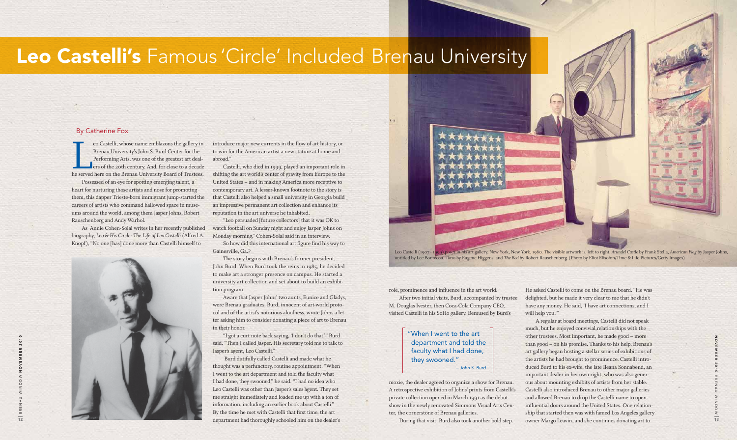# **Leo Castelli's** Famous 'Circle' Included Brenau University

By Catherine Fox

Leo Castelli, whose name emblazons the gallery in Brenau University's John S. Burd Center for the Performing Arts, was one of the greatest art dealers of the 20th century. And, for close to a decade he served here on the Brenau University Board of Trustees.

Possessed of an eye for spotting emerging talent, a heart for nurturing those artists and nose for promoting them, this dapper Trieste-born immigrant jump-started the careers of artists who command hallowed space in museums around the world, among them Jasper Johns, Robert Rauschenberg and Andy Warhol.

As Annie Cohen-Solal writes in her recently published biography, *Leo & His Circle: The Life of Leo Castelli* (Alfred A. Knopf), "No one [has] done more than Castelli himself to introduce major new currents in the flow of art history, or to win for the American artist a new stature at home and abroad."

Castelli, who died in 1999, played an important role in shifting the art world's center of gravity from Europe to the United States – and in making America more receptive to contemporary art. A lesser-known footnote to the story is that Castelli also helped a small university in Georgia build an impressive permanent art collection and enhance its reputation in the art universe he inhabited.

"Leo persuaded [future collectors] that it was OK to watch football on Sunday night and enjoy Jasper Johns on Monday morning," Cohen-Solal said in an interview.

So how did this international art figure find his way to Gainesville, Ga.?

The story begins with Brenau's former president, John Burd. When Burd took the reins in 1985, he decided to make art a stronger presence on campus. He started a university art collection and set about to build an exhibition program.

Aware that Jasper Johns' two aunts, Eunice and Gladys, were Brenau graduates, Burd, innocent of art-world protocol and of the artist's notorious aloofness, wrote Johns a letter asking him to consider donating a piece of art to Brenau in their honor.

"I got a curt note back saying, 'I don't do that,'" Burd said. "Then I called Jasper. His secretary told me to talk to Jasper's agent, Leo Castelli."

Burd dutifully called Castelli and made what he thought was a perfunctory, routine appointment. "When I went to the art department and told the faculty what I had done, they swooned," he said. "I had no idea who Leo Castelli was other than Jasper's sales agent. They set me straight immediately and loaded me up with a ton of information, including an earlier book about Castelli." By the time he met with Castelli that first time, the art department had thoroughly schooled him on the dealer's role, prominence and influence in the art world.

Leo Castelli (1907 - 1999) poses in his art gallery, New York, New York, 1960. The visible artwork is, left to right, *Arundel Castle* by Frank Stella, *American Flag* by Jasper Johns, untitled by Lee Bontecou, *Torso* by Eugene Higgens, and *The Bed* by Robert Rauschenberg. (Photo by Eliot Elisofon/Time & Life Pictures/Getty Images)

After two initial visits, Burd, accompanied by trustee M. Douglas Ivester, then Coca-Cola Company CEO, visited Castelli in his SoHo gallery. Bemused by Burd's moxie, the dealer agreed to organize a show for Brenau. A retrospective exhibition of Johns' prints from Castelli's private collection opened in March 1991 as the debut show in the newly renovated Simmons Visual Arts Center, the cornerstone of Brenau galleries.

> "When I went to the art department and told the faculty what I had done, they swooned."
> – *John S. Burd*

During that visit, Burd also took another bold step. He asked Castelli to come on the Brenau board. "He was delighted, but he made it very clear to me that he didn't have any money. He said, 'I have art connections, and I will help you.'"

A regular at board meetings, Castelli did not speak much, but he enjoyed convivial relationships with the other trustees. Most important, he made good – more than good – on his promise. Thanks to his help, Brenau's art gallery began hosting a stellar series of exhibitions of the artists he had brought to prominence. Castelli introduced Burd to his ex-wife, the late Ileana Sonnabend, an important dealer in her own right, who was also generous about mounting exhibits of artists from her stable. Castelli also introduced Brenau to other major galleries and allowed Brenau to drop the Castelli name to open influential doors around the United States. One relationship that started then was with famed Los Angeles gallery owner Margo Leavin, and she continues donating art to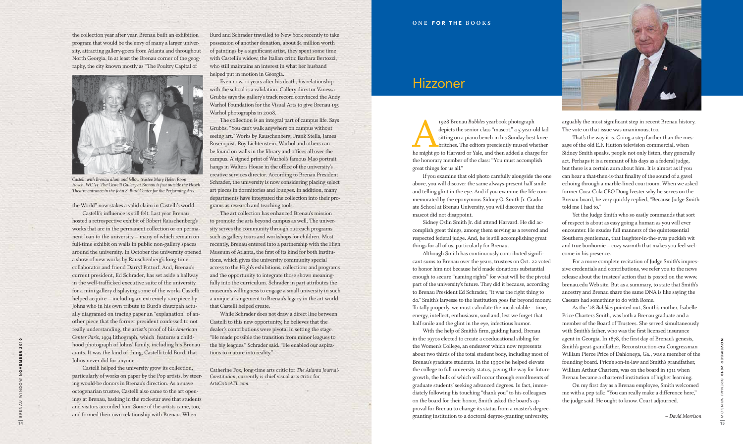the collection year after year. Brenau built an exhibition program that would be the envy of many a larger university, attracting gallery-goers from Atlanta and throughout North Georgia. In at least the Brenau corner of the geography, the city known mostly as "The Poultry Capital of the World" now stakes a valid claim in Castelli's world.

*Castelli with Brenau alum and fellow trustee Mary Helen Roop Hosch, WC '35. The Castelli Gallery at Brenau is just outside the Hosch Theatre entrance in the John S. Burd Center for the Performing Arts.*

Castelli's influence is still felt. Last year Brenau hosted a retrospective exhibit of Robert Rauschenberg's works that are in the permanent collection or on permanent loan to the university – many of which remain on full-time exhibit on walls in public non-gallery spaces around the university. In October the university opened a show of new works by Rauschenberg's long-time collaborator and friend Darryl Pottorf. And, Brenau's current president, Ed Schrader, has set aside a hallway in the well-trafficked executive suite of the university for a mini gallery displaying some of the works Castelli helped acquire – including an extremely rare piece by Johns who in his own tribute to Burd's chutzpah actually diagramed on tracing paper an "explanation" of another piece that the former president confessed to not really understanding, the artist's proof of his *American Center Paris, 1994* lithograph, which features a childhood photograph of Johns' family, including his Brenau aunts. It was the kind of thing, Castelli told Burd, that Johns never did for anyone.

Castelli helped the university grow its collection, particularly of works on paper by the Pop artists, by steering would-be donors in Brenau's direction. As a suave octogenarian trustee, Castelli also came to the art openings at Brenau, basking in the rock-star awe that students and visitors accorded him. Some of the artists came, too, and formed their own relationship with Brenau. When Burd and Schrader travelled to New York recently to take possession of another donation, about $1 million worth of paintings by a significant artist, they spent some time with Castelli's widow, the Italian critic Barbara Bertozzi, who still maintains an interest in what her husband helped put in motion in Georgia.

Even now, 11 years after his death, his relationship with the school is a validation. Gallery director Vanessa Grubbs says the gallery's track record convinced the Andy Warhol Foundation for the Visual Arts to give Brenau 155 Warhol photographs in 2008.

The collection is an integral part of campus life. Says Grubbs, "You can't walk anywhere on campus without seeing art." Works by Rauschenberg, Frank Stella, James Rosenquist, Roy Lichtenstein, Warhol and others can be found on walls in the library and offices all over the campus. A signed print of Warhol's famous Mao portrait hangs in Walters House in the office of the university's creative services director. According to Brenau President Schrader, the university is now considering placing select art pieces in dormitories and lounges. In addition, many departments have integrated the collection into their programs as research and teaching tools.

The art collection has enhanced Brenau's mission to promote the arts beyond campus as well. The university serves the community through outreach programs such as gallery tours and workshops for children. Most recently, Brenau entered into a partnership with the High Museum of Atlanta, the first of its kind for both institutions, which gives the university community special access to the High's exhibitions, collections and programs and the opportunity to integrate those shows meaningfully into the curriculum. Schrader in part attributes the museum's willingness to engage a small university in such a unique arrangement to Brenau's legacy in the art world that Castelli helped create.

While Schrader does not draw a direct line between Castelli to this new opportunity, he believes that the dealer's contributions were pivotal in setting the stage. "He made possible the transition from minor leagues to the big leagues." Schrader said. "He enabled our aspirations to mature into reality."

Catherine Fox, long-time arts critic for *The Atlanta Journal-Constitution*, currently is chief visual arts critic for *ArtsCriticATL.com*.

ONE **FOR THE** BOOKS

# Hizzoner

A 1928 Brenau *Bubbles* yearbook photograph depicts the senior class "mascot," a 5-year-old lad sitting on a piano bench in his Sunday-best knee britches. The editors presciently mused whether he might go to Harvard or Yale, and then added a charge for the honorary member of the class: "You must accomplish great things for us all."

If you examine that old photo carefully alongside the one above, you will discover the same always-present half smile and telling glint in the eye. And if you examine the life commemorated by the eponymous Sidney O. Smith Jr. Graduate School at Brenau University, you will discover that the mascot did not disappoint.

Sidney Oslin Smith Jr. did attend Harvard. He did accomplish great things, among them serving as a revered and respected federal judge. And, he is still accomplishing great things for all of us, particularly for Brenau.

Although Smith has continuously contributed significant sums to Brenau over the years, trustees on Oct. 22 voted to honor him not because he'd made donations substantial enough to secure "naming rights" for what will be the pivotal part of the university's future. They did it because, according to Brenau President Ed Schrader, "it was the right thing to do." Smith's largesse to the institution goes far beyond money. To tally properly, we must calculate the incalculable – time, energy, intellect, enthusiasm, soul and, lest we forget that half smile and the glint in the eye, infectious humor.

With the help of Smith's firm, guiding hand, Brenau in the 1970s elected to create a coeducational sibling for the Women's College, an endeavor which now represents about two thirds of the total student body, including most of Brenau's graduate students. In the 1990s he helped elevate the college to full university status, paving the way for future growth, the bulk of which will occur through enrollments of graduate students' seeking advanced degrees. In fact, immediately following his touching "thank you" to his colleagues on the board for their honor, Smith asked the board's approval for Brenau to change its status from a master's degree-granting institution to a doctoral degree-granting university, arguably the most significant step in recent Brenau history. The vote on that issue was unanimous, too.

That's the way it is. Going a step farther than the message of the old E.F. Hutton television commercial, when Sidney Smith speaks, people not only listen, they generally act. Perhaps it is a remnant of his days as a federal judge, but there is a certain aura about him. It is almost as if you can hear a that-then-is-that finality of the sound of a gavel echoing through a marble-lined courtroom. When we asked former Coca-Cola CEO Doug Ivester why he serves on the Brenau board, he very quickly replied, "Because Judge Smith told me I had to."

Yet the Judge Smith who so easily commands that sort of respect is about as easy going a human as you will ever encounter. He exudes full manners of the quintessential Southern gentleman, that laughter-in-the-eyes puckish wit and true bonhomie – cozy warmth that makes you feel welcome in his presence.

For a more complete recitation of Judge Smith's impressive credentials and contributions, we refer you to the news release about the trustees' action that is posted on the www.brenau.edu Web site. But as a summary, to state that Smith's ancestry and Brenau share the same DNA is like saying the Caesars had something to do with Rome.

As the '28 *Bubbles* pointed out, Smith's mother, Isabelle Price Charters Smith, was both a Brenau graduate and a member of the Board of Trustees. She served simultaneously with Smith's father, who was the first licensed insurance agent in Georgia. In 1878, the first day of Brenau's genesis, Smith's great-grandfather, Reconstruction-era Congressman William Pierce Price of Dahlonega, Ga., was a member of the founding board. Price's son-in-law and Smith's grandfather, William Arthur Charters, was on the board in 1911 when Brenau became a chartered institution of higher learning.

On my first day as a Brenau employee, Smith welcomed me with a pep talk: "You can really make a difference here," the judge said. He ought to know. Court adjourned.

*– David Morrison*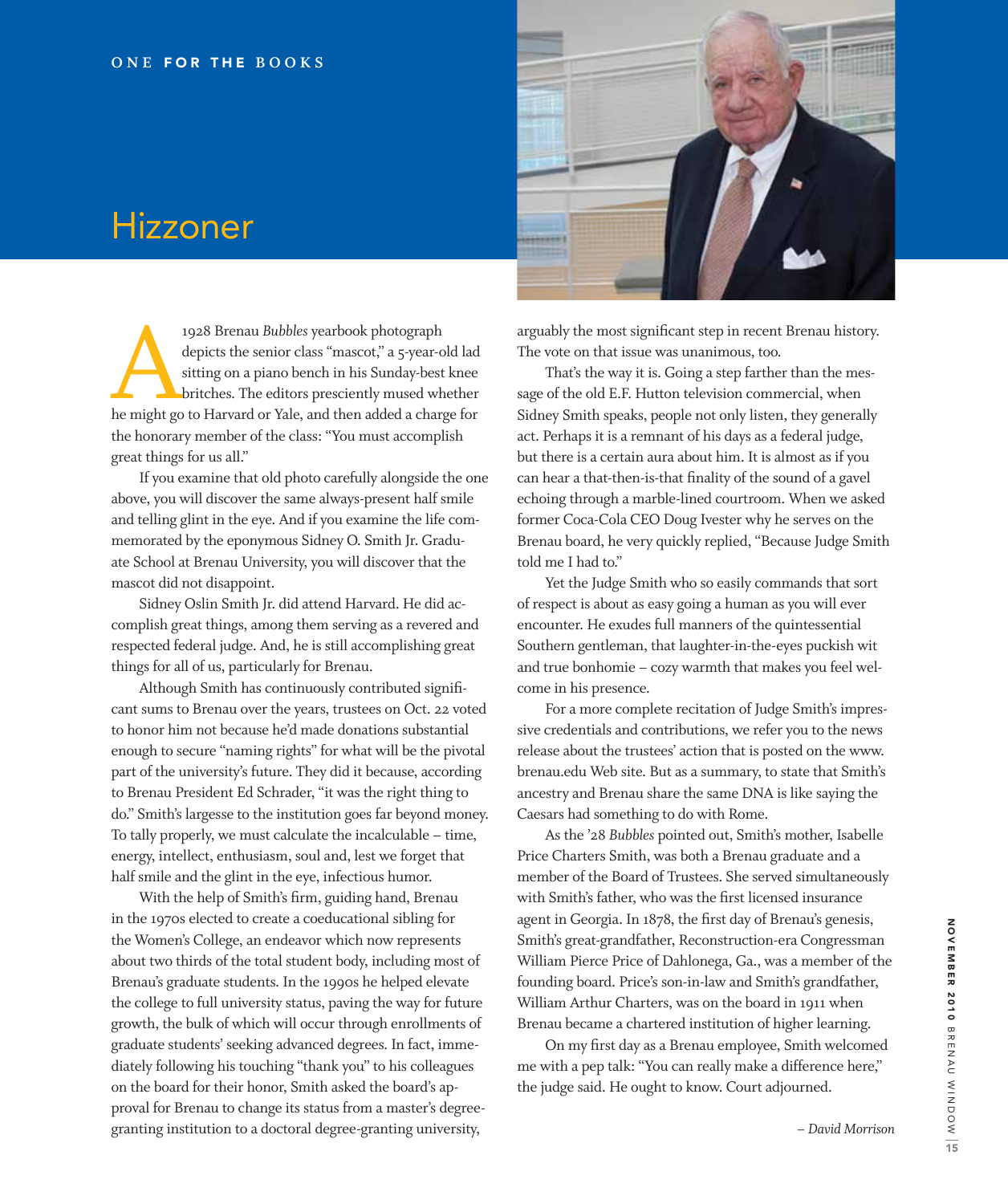ONE **FOR THE** BOOKS

# Hizzoner

A 1928 Brenau *Bubbles* yearbook photograph depicts the senior class "mascot," a 5-year-old lad sitting on a piano bench in his Sunday-best knee britches. The editors presciently mused whether he might go to Harvard or Yale, and then added a charge for the honorary member of the class: "You must accomplish great things for us all."

If you examine that old photo carefully alongside the one above, you will discover the same always-present half smile and telling glint in the eye. And if you examine the life commemorated by the eponymous Sidney O. Smith Jr. Graduate School at Brenau University, you will discover that the mascot did not disappoint.

Sidney Oslin Smith Jr. did attend Harvard. He did accomplish great things, among them serving as a revered and respected federal judge. And, he is still accomplishing great things for all of us, particularly for Brenau.

Although Smith has continuously contributed significant sums to Brenau over the years, trustees on Oct. 22 voted to honor him not because he'd made donations substantial enough to secure "naming rights" for what will be the pivotal part of the university's future. They did it because, according to Brenau President Ed Schrader, "it was the right thing to do." Smith's largesse to the institution goes far beyond money. To tally properly, we must calculate the incalculable – time, energy, intellect, enthusiasm, soul and, lest we forget that half smile and the glint in the eye, infectious humor.

With the help of Smith's firm, guiding hand, Brenau in the 1970s elected to create a coeducational sibling for the Women's College, an endeavor which now represents about two thirds of the total student body, including most of Brenau's graduate students. In the 1990s he helped elevate the college to full university status, paving the way for future growth, the bulk of which will occur through enrollments of graduate students' seeking advanced degrees. In fact, immediately following his touching "thank you" to his colleagues on the board for their honor, Smith asked the board's approval for Brenau to change its status from a master's degree-granting institution to a doctoral degree-granting university, arguably the most significant step in recent Brenau history. The vote on that issue was unanimous, too.

That's the way it is. Going a step farther than the message of the old E.F. Hutton television commercial, when Sidney Smith speaks, people not only listen, they generally act. Perhaps it is a remnant of his days as a federal judge, but there is a certain aura about him. It is almost as if you can hear a that-then-is-that finality of the sound of a gavel echoing through a marble-lined courtroom. When we asked former Coca-Cola CEO Doug Ivester why he serves on the Brenau board, he very quickly replied, "Because Judge Smith told me I had to."

Yet the Judge Smith who so easily commands that sort of respect is about as easy going a human as you will ever encounter. He exudes full manners of the quintessential Southern gentleman, that laughter-in-the-eyes puckish wit and true bonhomie – cozy warmth that makes you feel welcome in his presence.

For a more complete recitation of Judge Smith's impressive credentials and contributions, we refer you to the news release about the trustees' action that is posted on the www.brenau.edu Web site. But as a summary, to state that Smith's ancestry and Brenau share the same DNA is like saying the Caesars had something to do with Rome.

As the '28 *Bubbles* pointed out, Smith's mother, Isabelle Price Charters Smith, was both a Brenau graduate and a member of the Board of Trustees. She served simultaneously with Smith's father, who was the first licensed insurance agent in Georgia. In 1878, the first day of Brenau's genesis, Smith's great-grandfather, Reconstruction-era Congressman William Pierce Price of Dahlonega, Ga., was a member of the founding board. Price's son-in-law and Smith's grandfather, William Arthur Charters, was on the board in 1911 when Brenau became a chartered institution of higher learning.

On my first day as a Brenau employee, Smith welcomed me with a pep talk: "You can really make a difference here," the judge said. He ought to know. Court adjourned.

*– David Morrison*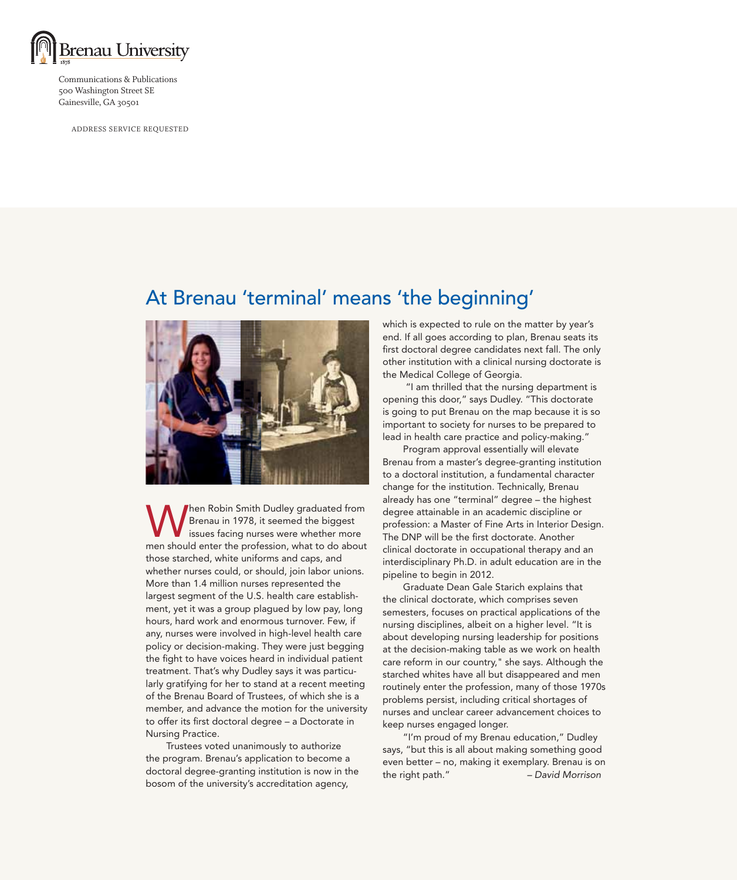Brenau University

1878

Communications & Publications
500 Washington Street SE
Gainesville, GA 30501

ADDRESS SERVICE REQUESTED

## At Brenau 'terminal' means 'the beginning'

When Robin Smith Dudley graduated from Brenau in 1978, it seemed the biggest issues facing nurses were whether more men should enter the profession, what to do about those starched, white uniforms and caps, and whether nurses could, or should, join labor unions. More than 1.4 million nurses represented the largest segment of the U.S. health care establishment, yet it was a group plagued by low pay, long hours, hard work and enormous turnover. Few, if any, nurses were involved in high-level health care policy or decision-making. They were just begging the fight to have voices heard in individual patient treatment. That's why Dudley says it was particularly gratifying for her to stand at a recent meeting of the Brenau Board of Trustees, of which she is a member, and advance the motion for the university to offer its first doctoral degree – a Doctorate in Nursing Practice.

Trustees voted unanimously to authorize the program. Brenau's application to become a doctoral degree-granting institution is now in the bosom of the university's accreditation agency, which is expected to rule on the matter by year's end. If all goes according to plan, Brenau seats its first doctoral degree candidates next fall. The only other institution with a clinical nursing doctorate is the Medical College of Georgia.

"I am thrilled that the nursing department is opening this door," says Dudley. "This doctorate is going to put Brenau on the map because it is so important to society for nurses to be prepared to lead in health care practice and policy-making."

Program approval essentially will elevate Brenau from a master's degree-granting institution to a doctoral institution, a fundamental character change for the institution. Technically, Brenau already has one "terminal" degree – the highest degree attainable in an academic discipline or profession: a Master of Fine Arts in Interior Design. The DNP will be the first doctorate. Another clinical doctorate in occupational therapy and an interdisciplinary Ph.D. in adult education are in the pipeline to begin in 2012.

Graduate Dean Gale Starich explains that the clinical doctorate, which comprises seven semesters, focuses on practical applications of the nursing disciplines, albeit on a higher level. "It is about developing nursing leadership for positions at the decision-making table as we work on health care reform in our country," she says. Although the starched whites have all but disappeared and men routinely enter the profession, many of those 1970s problems persist, including critical shortages of nurses and unclear career advancement choices to keep nurses engaged longer.

"I'm proud of my Brenau education," Dudley says, "but this is all about making something good even better – no, making it exemplary. Brenau is on the right path."

*– David Morrison*